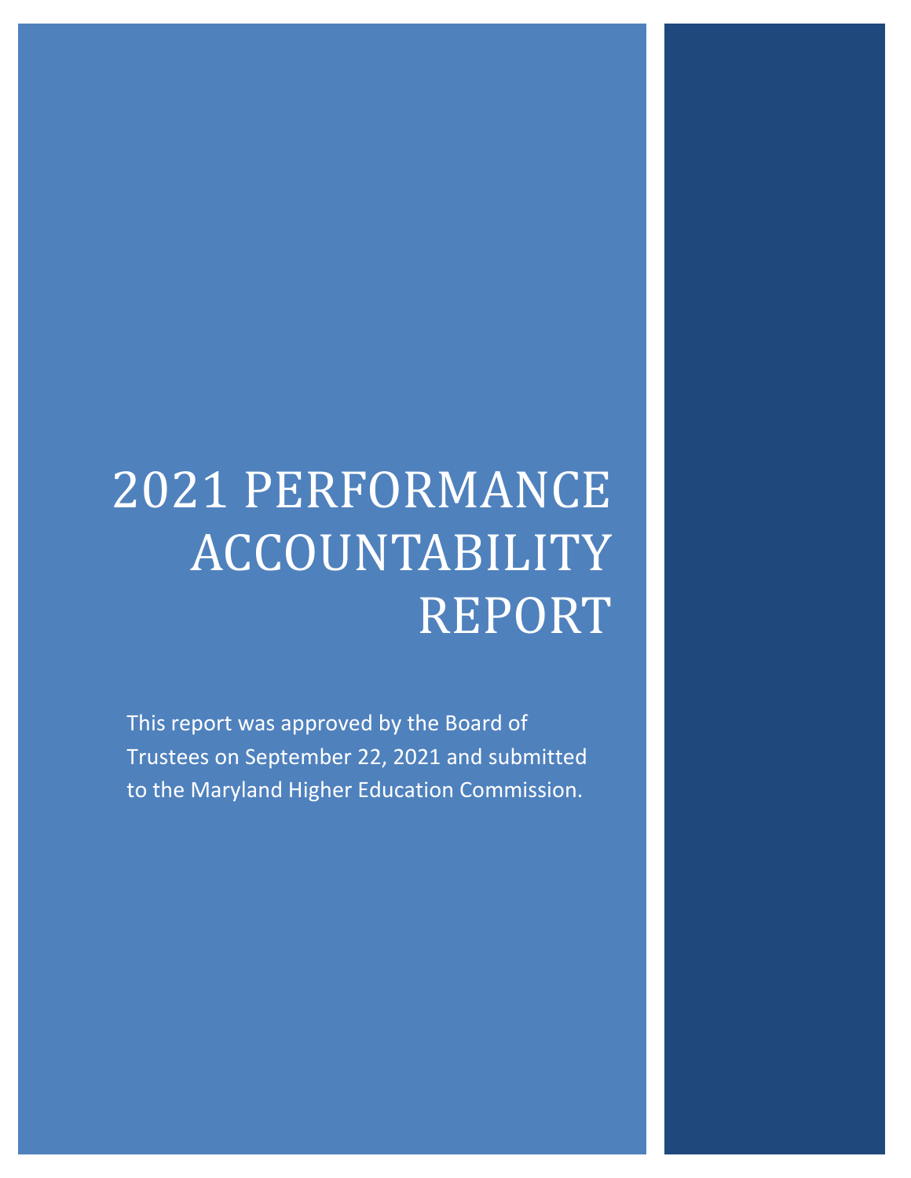# 2021 PERFORMANCE ACCOUNTABILITY REPORT

This report was approved by the Board of Trustees on September 22, 2021 and submitted to the Maryland Higher Education Commission.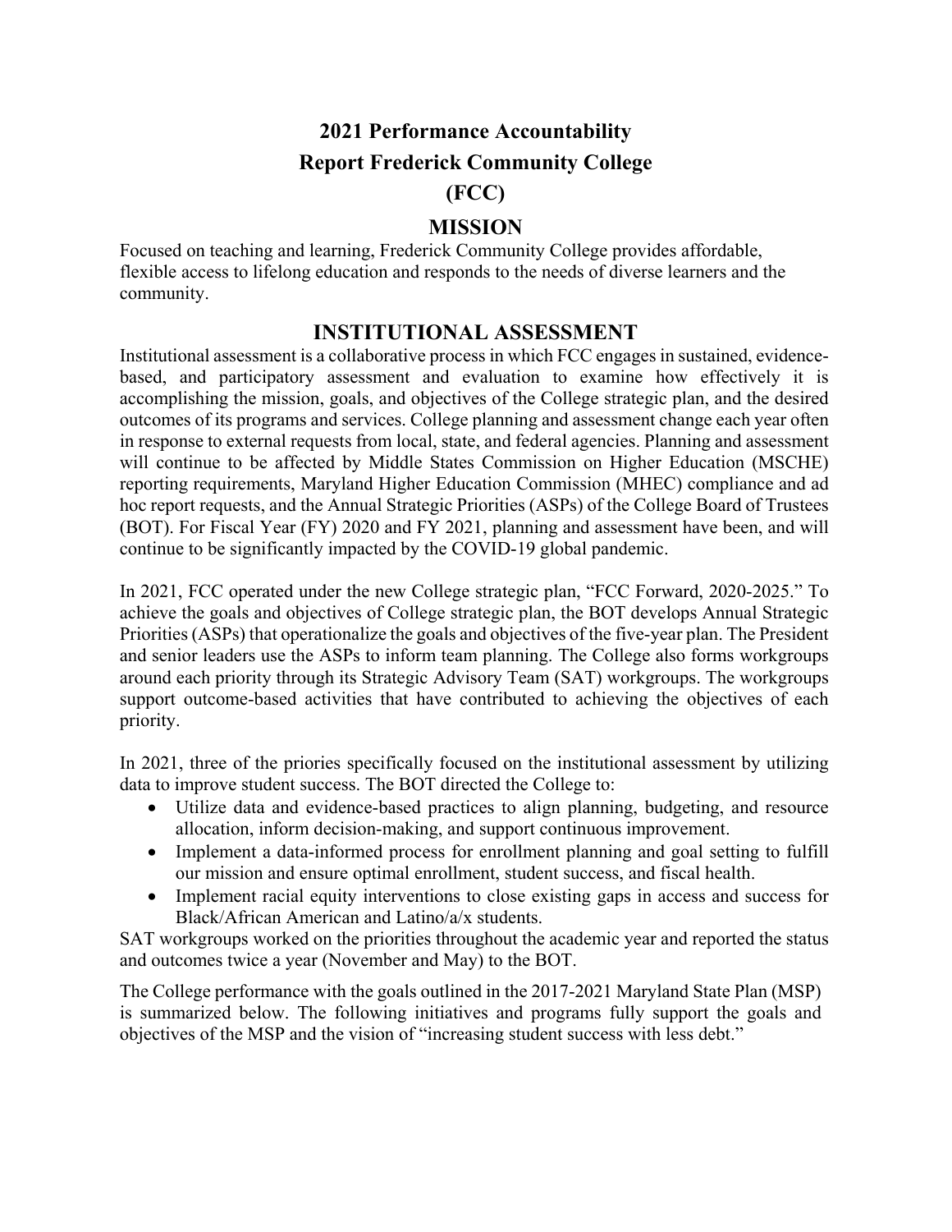# 2021 Performance Accountability Report Frederick Community College (FCC)

## MISSION

Focused on teaching and learning, Frederick Community College provides affordable, flexible access to lifelong education and responds to the needs of diverse learners and the community.

## INSTITUTIONAL ASSESSMENT

Institutional assessment is a collaborative process in which FCC engages in sustained, evidence-based, and participatory assessment and evaluation to examine how effectively it is accomplishing the mission, goals, and objectives of the College strategic plan, and the desired outcomes of its programs and services. College planning and assessment change each year often in response to external requests from local, state, and federal agencies. Planning and assessment will continue to be affected by Middle States Commission on Higher Education (MSCHE) reporting requirements, Maryland Higher Education Commission (MHEC) compliance and ad hoc report requests, and the Annual Strategic Priorities (ASPs) of the College Board of Trustees (BOT). For Fiscal Year (FY) 2020 and FY 2021, planning and assessment have been, and will continue to be significantly impacted by the COVID-19 global pandemic.

In 2021, FCC operated under the new College strategic plan, "FCC Forward, 2020-2025." To achieve the goals and objectives of College strategic plan, the BOT develops Annual Strategic Priorities (ASPs) that operationalize the goals and objectives of the five-year plan. The President and senior leaders use the ASPs to inform team planning. The College also forms workgroups around each priority through its Strategic Advisory Team (SAT) workgroups. The workgroups support outcome-based activities that have contributed to achieving the objectives of each priority.

In 2021, three of the priories specifically focused on the institutional assessment by utilizing data to improve student success. The BOT directed the College to:

- Utilize data and evidence-based practices to align planning, budgeting, and resource allocation, inform decision-making, and support continuous improvement.
- Implement a data-informed process for enrollment planning and goal setting to fulfill our mission and ensure optimal enrollment, student success, and fiscal health.
- Implement racial equity interventions to close existing gaps in access and success for Black/African American and Latino/a/x students.

SAT workgroups worked on the priorities throughout the academic year and reported the status and outcomes twice a year (November and May) to the BOT.

The College performance with the goals outlined in the 2017-2021 Maryland State Plan (MSP) is summarized below. The following initiatives and programs fully support the goals and objectives of the MSP and the vision of "increasing student success with less debt."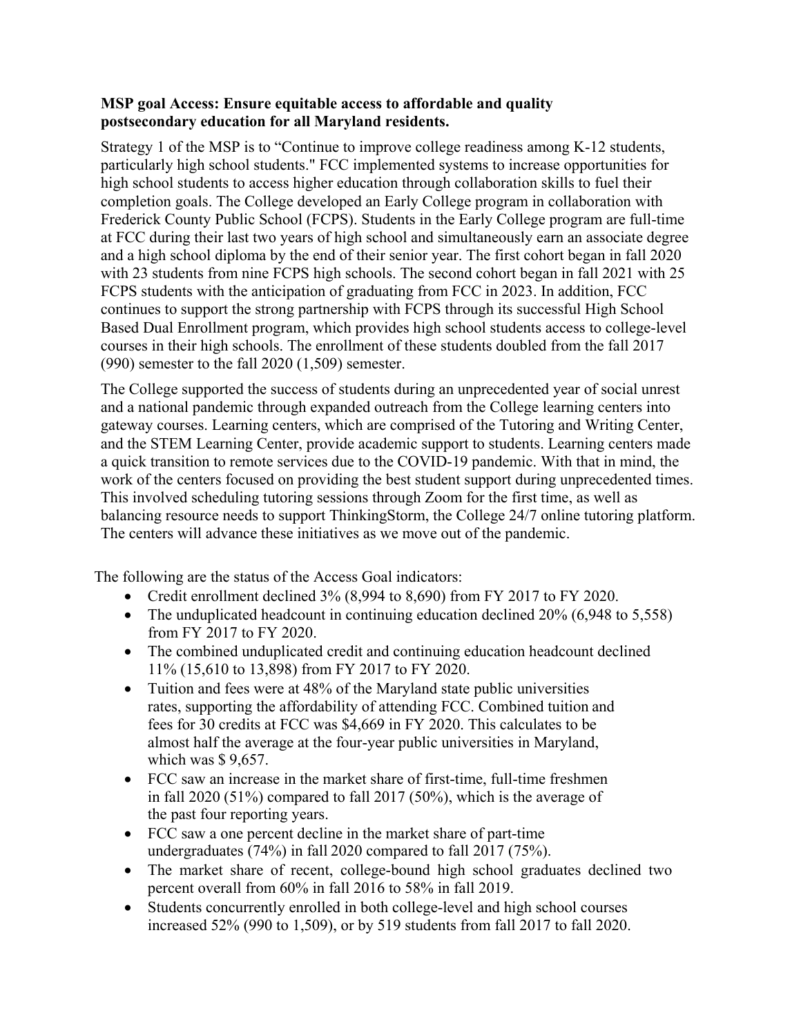**MSP goal Access: Ensure equitable access to affordable and quality postsecondary education for all Maryland residents.**

Strategy 1 of the MSP is to "Continue to improve college readiness among K-12 students, particularly high school students." FCC implemented systems to increase opportunities for high school students to access higher education through collaboration skills to fuel their completion goals. The College developed an Early College program in collaboration with Frederick County Public School (FCPS). Students in the Early College program are full-time at FCC during their last two years of high school and simultaneously earn an associate degree and a high school diploma by the end of their senior year. The first cohort began in fall 2020 with 23 students from nine FCPS high schools. The second cohort began in fall 2021 with 25 FCPS students with the anticipation of graduating from FCC in 2023. In addition, FCC continues to support the strong partnership with FCPS through its successful High School Based Dual Enrollment program, which provides high school students access to college-level courses in their high schools. The enrollment of these students doubled from the fall 2017 (990) semester to the fall 2020 (1,509) semester.

The College supported the success of students during an unprecedented year of social unrest and a national pandemic through expanded outreach from the College learning centers into gateway courses. Learning centers, which are comprised of the Tutoring and Writing Center, and the STEM Learning Center, provide academic support to students. Learning centers made a quick transition to remote services due to the COVID-19 pandemic. With that in mind, the work of the centers focused on providing the best student support during unprecedented times. This involved scheduling tutoring sessions through Zoom for the first time, as well as balancing resource needs to support ThinkingStorm, the College 24/7 online tutoring platform. The centers will advance these initiatives as we move out of the pandemic.

The following are the status of the Access Goal indicators:

- Credit enrollment declined 3% (8,994 to 8,690) from FY 2017 to FY 2020.
- The unduplicated headcount in continuing education declined 20% (6,948 to 5,558) from FY 2017 to FY 2020.
- The combined unduplicated credit and continuing education headcount declined 11% (15,610 to 13,898) from FY 2017 to FY 2020.
- Tuition and fees were at 48% of the Maryland state public universities rates, supporting the affordability of attending FCC. Combined tuition and fees for 30 credits at FCC was $4,669 in FY 2020. This calculates to be almost half the average at the four-year public universities in Maryland, which was $ 9,657.
- FCC saw an increase in the market share of first-time, full-time freshmen in fall 2020 (51%) compared to fall 2017 (50%), which is the average of the past four reporting years.
- FCC saw a one percent decline in the market share of part-time undergraduates (74%) in fall 2020 compared to fall 2017 (75%).
- The market share of recent, college-bound high school graduates declined two percent overall from 60% in fall 2016 to 58% in fall 2019.
- Students concurrently enrolled in both college-level and high school courses increased 52% (990 to 1,509), or by 519 students from fall 2017 to fall 2020.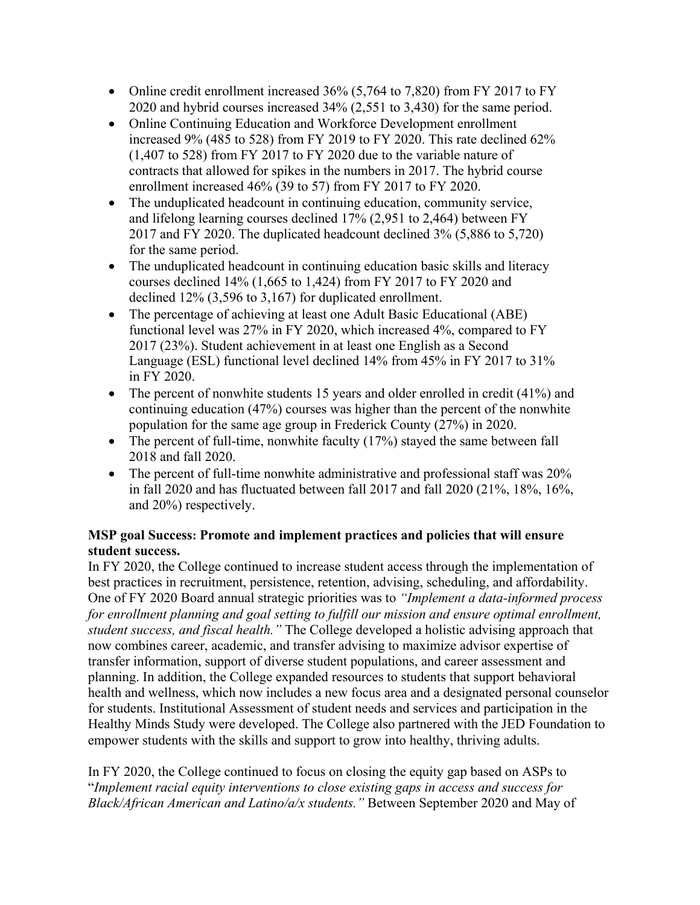- Online credit enrollment increased 36% (5,764 to 7,820) from FY 2017 to FY 2020 and hybrid courses increased 34% (2,551 to 3,430) for the same period.
- Online Continuing Education and Workforce Development enrollment increased 9% (485 to 528) from FY 2019 to FY 2020. This rate declined 62% (1,407 to 528) from FY 2017 to FY 2020 due to the variable nature of contracts that allowed for spikes in the numbers in 2017. The hybrid course enrollment increased 46% (39 to 57) from FY 2017 to FY 2020.
- The unduplicated headcount in continuing education, community service, and lifelong learning courses declined 17% (2,951 to 2,464) between FY 2017 and FY 2020. The duplicated headcount declined 3% (5,886 to 5,720) for the same period.
- The unduplicated headcount in continuing education basic skills and literacy courses declined 14% (1,665 to 1,424) from FY 2017 to FY 2020 and declined 12% (3,596 to 3,167) for duplicated enrollment.
- The percentage of achieving at least one Adult Basic Educational (ABE) functional level was 27% in FY 2020, which increased 4%, compared to FY 2017 (23%). Student achievement in at least one English as a Second Language (ESL) functional level declined 14% from 45% in FY 2017 to 31% in FY 2020.
- The percent of nonwhite students 15 years and older enrolled in credit (41%) and continuing education (47%) courses was higher than the percent of the nonwhite population for the same age group in Frederick County (27%) in 2020.
- The percent of full-time, nonwhite faculty (17%) stayed the same between fall 2018 and fall 2020.
- The percent of full-time nonwhite administrative and professional staff was 20% in fall 2020 and has fluctuated between fall 2017 and fall 2020 (21%, 18%, 16%, and 20%) respectively.

**MSP goal Success: Promote and implement practices and policies that will ensure student success.**

In FY 2020, the College continued to increase student access through the implementation of best practices in recruitment, persistence, retention, advising, scheduling, and affordability. One of FY 2020 Board annual strategic priorities was to *"Implement a data-informed process for enrollment planning and goal setting to fulfill our mission and ensure optimal enrollment, student success, and fiscal health."* The College developed a holistic advising approach that now combines career, academic, and transfer advising to maximize advisor expertise of transfer information, support of diverse student populations, and career assessment and planning. In addition, the College expanded resources to students that support behavioral health and wellness, which now includes a new focus area and a designated personal counselor for students. Institutional Assessment of student needs and services and participation in the Healthy Minds Study were developed. The College also partnered with the JED Foundation to empower students with the skills and support to grow into healthy, thriving adults.

In FY 2020, the College continued to focus on closing the equity gap based on ASPs to "*Implement racial equity interventions to close existing gaps in access and success for Black/African American and Latino/a/x students.*" Between September 2020 and May of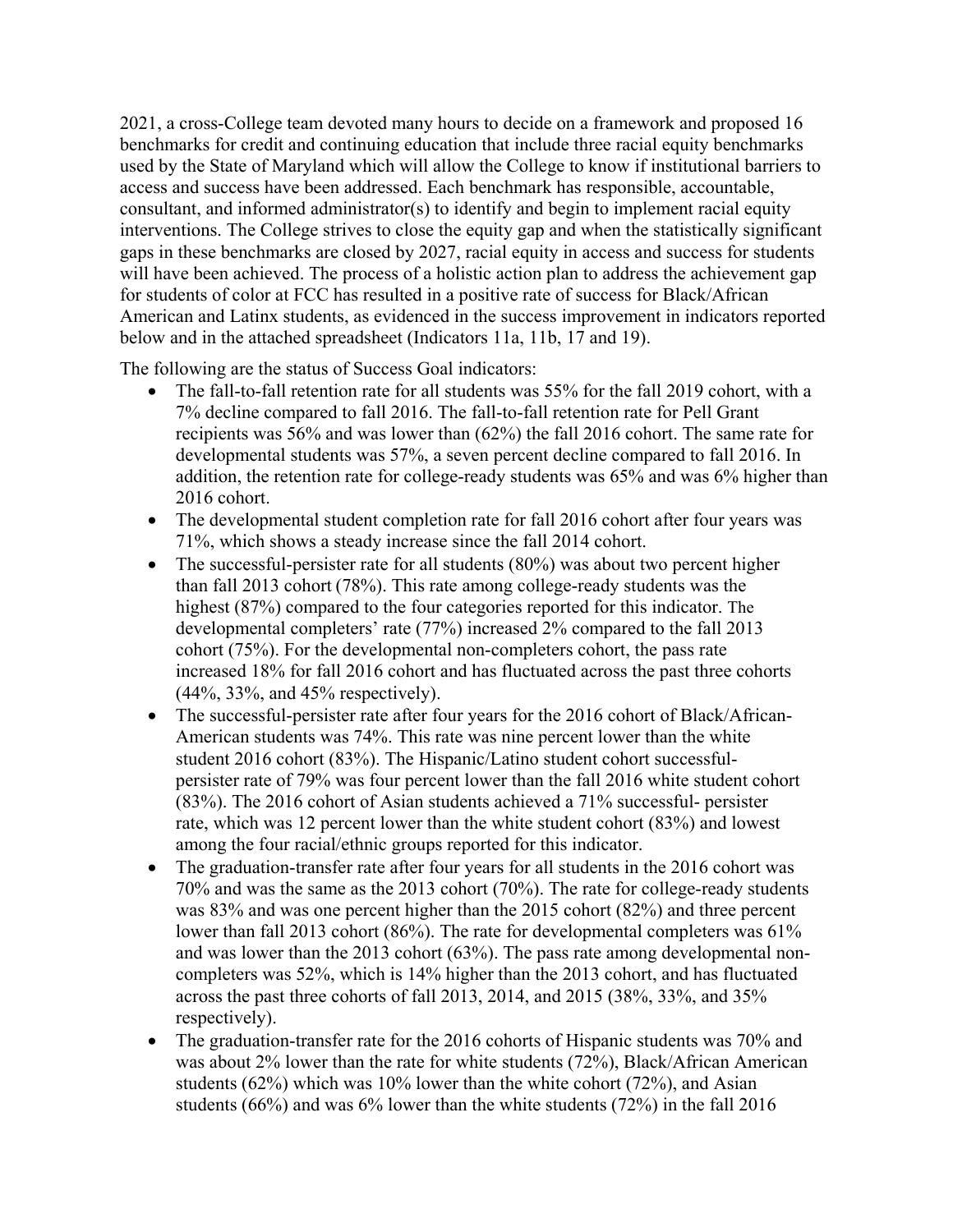2021, a cross-College team devoted many hours to decide on a framework and proposed 16 benchmarks for credit and continuing education that include three racial equity benchmarks used by the State of Maryland which will allow the College to know if institutional barriers to access and success have been addressed. Each benchmark has responsible, accountable, consultant, and informed administrator(s) to identify and begin to implement racial equity interventions. The College strives to close the equity gap and when the statistically significant gaps in these benchmarks are closed by 2027, racial equity in access and success for students will have been achieved. The process of a holistic action plan to address the achievement gap for students of color at FCC has resulted in a positive rate of success for Black/African American and Latinx students, as evidenced in the success improvement in indicators reported below and in the attached spreadsheet (Indicators 11a, 11b, 17 and 19).

The following are the status of Success Goal indicators:

- The fall-to-fall retention rate for all students was 55% for the fall 2019 cohort, with a 7% decline compared to fall 2016. The fall-to-fall retention rate for Pell Grant recipients was 56% and was lower than (62%) the fall 2016 cohort. The same rate for developmental students was 57%, a seven percent decline compared to fall 2016. In addition, the retention rate for college-ready students was 65% and was 6% higher than 2016 cohort.
- The developmental student completion rate for fall 2016 cohort after four years was 71%, which shows a steady increase since the fall 2014 cohort.
- The successful-persister rate for all students (80%) was about two percent higher than fall 2013 cohort (78%). This rate among college-ready students was the highest (87%) compared to the four categories reported for this indicator. The developmental completers' rate (77%) increased 2% compared to the fall 2013 cohort (75%). For the developmental non-completers cohort, the pass rate increased 18% for fall 2016 cohort and has fluctuated across the past three cohorts (44%, 33%, and 45% respectively).
- The successful-persister rate after four years for the 2016 cohort of Black/African-American students was 74%. This rate was nine percent lower than the white student 2016 cohort (83%). The Hispanic/Latino student cohort successful-persister rate of 79% was four percent lower than the fall 2016 white student cohort (83%). The 2016 cohort of Asian students achieved a 71% successful- persister rate, which was 12 percent lower than the white student cohort (83%) and lowest among the four racial/ethnic groups reported for this indicator.
- The graduation-transfer rate after four years for all students in the 2016 cohort was 70% and was the same as the 2013 cohort (70%). The rate for college-ready students was 83% and was one percent higher than the 2015 cohort (82%) and three percent lower than fall 2013 cohort (86%). The rate for developmental completers was 61% and was lower than the 2013 cohort (63%). The pass rate among developmental non-completers was 52%, which is 14% higher than the 2013 cohort, and has fluctuated across the past three cohorts of fall 2013, 2014, and 2015 (38%, 33%, and 35% respectively).
- The graduation-transfer rate for the 2016 cohorts of Hispanic students was 70% and was about 2% lower than the rate for white students (72%), Black/African American students (62%) which was 10% lower than the white cohort (72%), and Asian students (66%) and was 6% lower than the white students (72%) in the fall 2016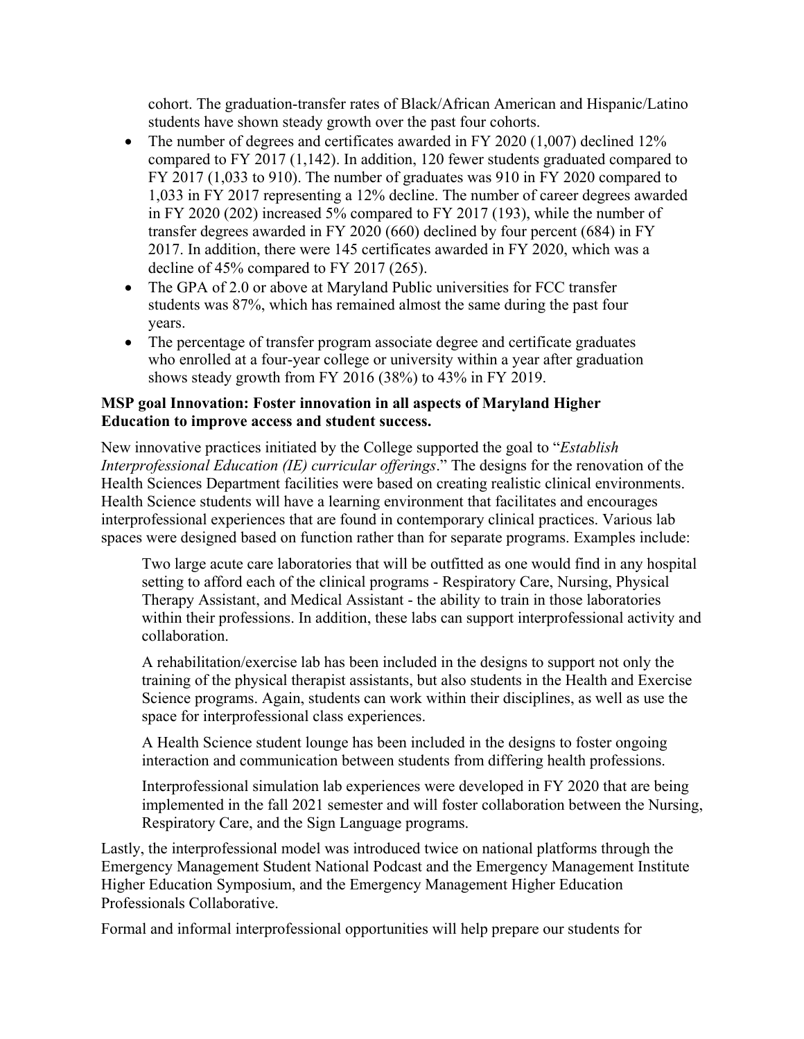cohort. The graduation-transfer rates of Black/African American and Hispanic/Latino students have shown steady growth over the past four cohorts.

- The number of degrees and certificates awarded in FY 2020 (1,007) declined 12% compared to FY 2017 (1,142). In addition, 120 fewer students graduated compared to FY 2017 (1,033 to 910). The number of graduates was 910 in FY 2020 compared to 1,033 in FY 2017 representing a 12% decline. The number of career degrees awarded in FY 2020 (202) increased 5% compared to FY 2017 (193), while the number of transfer degrees awarded in FY 2020 (660) declined by four percent (684) in FY 2017. In addition, there were 145 certificates awarded in FY 2020, which was a decline of 45% compared to FY 2017 (265).
- The GPA of 2.0 or above at Maryland Public universities for FCC transfer students was 87%, which has remained almost the same during the past four years.
- The percentage of transfer program associate degree and certificate graduates who enrolled at a four-year college or university within a year after graduation shows steady growth from FY 2016 (38%) to 43% in FY 2019.

**MSP goal Innovation: Foster innovation in all aspects of Maryland Higher Education to improve access and student success.**

New innovative practices initiated by the College supported the goal to "*Establish Interprofessional Education (IE) curricular offerings*." The designs for the renovation of the Health Sciences Department facilities were based on creating realistic clinical environments. Health Science students will have a learning environment that facilitates and encourages interprofessional experiences that are found in contemporary clinical practices. Various lab spaces were designed based on function rather than for separate programs. Examples include:

> Two large acute care laboratories that will be outfitted as one would find in any hospital setting to afford each of the clinical programs - Respiratory Care, Nursing, Physical Therapy Assistant, and Medical Assistant - the ability to train in those laboratories within their professions. In addition, these labs can support interprofessional activity and collaboration.
>
> A rehabilitation/exercise lab has been included in the designs to support not only the training of the physical therapist assistants, but also students in the Health and Exercise Science programs. Again, students can work within their disciplines, as well as use the space for interprofessional class experiences.
>
> A Health Science student lounge has been included in the designs to foster ongoing interaction and communication between students from differing health professions.
>
> Interprofessional simulation lab experiences were developed in FY 2020 that are being implemented in the fall 2021 semester and will foster collaboration between the Nursing, Respiratory Care, and the Sign Language programs.

Lastly, the interprofessional model was introduced twice on national platforms through the Emergency Management Student National Podcast and the Emergency Management Institute Higher Education Symposium, and the Emergency Management Higher Education Professionals Collaborative.

Formal and informal interprofessional opportunities will help prepare our students for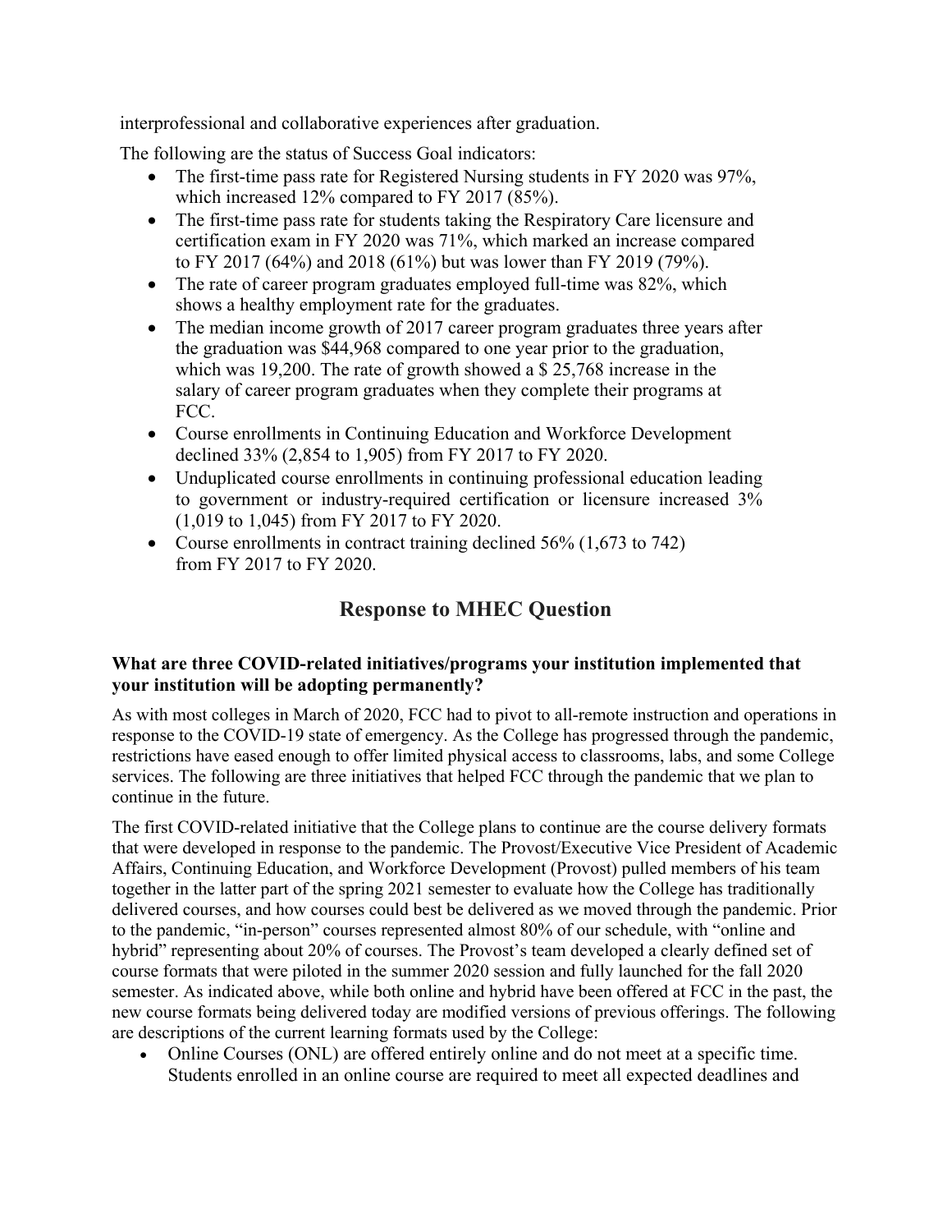interprofessional and collaborative experiences after graduation.

The following are the status of Success Goal indicators:

- The first-time pass rate for Registered Nursing students in FY 2020 was 97%, which increased 12% compared to FY 2017 (85%).
- The first-time pass rate for students taking the Respiratory Care licensure and certification exam in FY 2020 was 71%, which marked an increase compared to FY 2017 (64%) and 2018 (61%) but was lower than FY 2019 (79%).
- The rate of career program graduates employed full-time was 82%, which shows a healthy employment rate for the graduates.
- The median income growth of 2017 career program graduates three years after the graduation was $44,968 compared to one year prior to the graduation, which was 19,200. The rate of growth showed a $ 25,768 increase in the salary of career program graduates when they complete their programs at FCC.
- Course enrollments in Continuing Education and Workforce Development declined 33% (2,854 to 1,905) from FY 2017 to FY 2020.
- Unduplicated course enrollments in continuing professional education leading to government or industry-required certification or licensure increased 3% (1,019 to 1,045) from FY 2017 to FY 2020.
- Course enrollments in contract training declined 56% (1,673 to 742) from FY 2017 to FY 2020.

## Response to MHEC Question

**What are three COVID-related initiatives/programs your institution implemented that your institution will be adopting permanently?**

As with most colleges in March of 2020, FCC had to pivot to all-remote instruction and operations in response to the COVID-19 state of emergency. As the College has progressed through the pandemic, restrictions have eased enough to offer limited physical access to classrooms, labs, and some College services. The following are three initiatives that helped FCC through the pandemic that we plan to continue in the future.

The first COVID-related initiative that the College plans to continue are the course delivery formats that were developed in response to the pandemic. The Provost/Executive Vice President of Academic Affairs, Continuing Education, and Workforce Development (Provost) pulled members of his team together in the latter part of the spring 2021 semester to evaluate how the College has traditionally delivered courses, and how courses could best be delivered as we moved through the pandemic. Prior to the pandemic, "in-person" courses represented almost 80% of our schedule, with "online and hybrid" representing about 20% of courses. The Provost's team developed a clearly defined set of course formats that were piloted in the summer 2020 session and fully launched for the fall 2020 semester. As indicated above, while both online and hybrid have been offered at FCC in the past, the new course formats being delivered today are modified versions of previous offerings. The following are descriptions of the current learning formats used by the College:

- Online Courses (ONL) are offered entirely online and do not meet at a specific time. Students enrolled in an online course are required to meet all expected deadlines and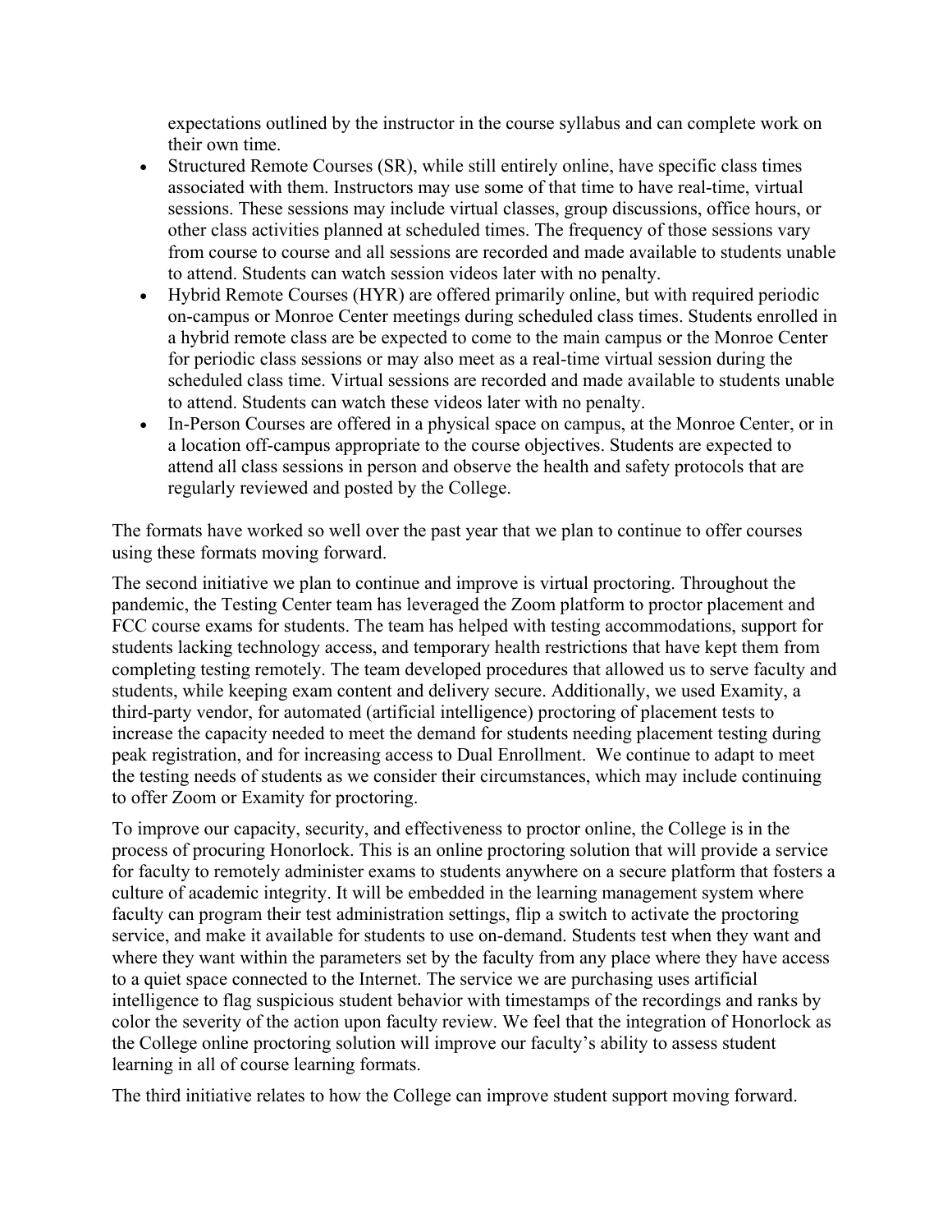expectations outlined by the instructor in the course syllabus and can complete work on their own time.

- Structured Remote Courses (SR), while still entirely online, have specific class times associated with them. Instructors may use some of that time to have real-time, virtual sessions. These sessions may include virtual classes, group discussions, office hours, or other class activities planned at scheduled times. The frequency of those sessions vary from course to course and all sessions are recorded and made available to students unable to attend. Students can watch session videos later with no penalty.
- Hybrid Remote Courses (HYR) are offered primarily online, but with required periodic on-campus or Monroe Center meetings during scheduled class times. Students enrolled in a hybrid remote class are be expected to come to the main campus or the Monroe Center for periodic class sessions or may also meet as a real-time virtual session during the scheduled class time. Virtual sessions are recorded and made available to students unable to attend. Students can watch these videos later with no penalty.
- In-Person Courses are offered in a physical space on campus, at the Monroe Center, or in a location off-campus appropriate to the course objectives. Students are expected to attend all class sessions in person and observe the health and safety protocols that are regularly reviewed and posted by the College.

The formats have worked so well over the past year that we plan to continue to offer courses using these formats moving forward.

The second initiative we plan to continue and improve is virtual proctoring. Throughout the pandemic, the Testing Center team has leveraged the Zoom platform to proctor placement and FCC course exams for students. The team has helped with testing accommodations, support for students lacking technology access, and temporary health restrictions that have kept them from completing testing remotely. The team developed procedures that allowed us to serve faculty and students, while keeping exam content and delivery secure. Additionally, we used Examity, a third-party vendor, for automated (artificial intelligence) proctoring of placement tests to increase the capacity needed to meet the demand for students needing placement testing during peak registration, and for increasing access to Dual Enrollment. We continue to adapt to meet the testing needs of students as we consider their circumstances, which may include continuing to offer Zoom or Examity for proctoring.

To improve our capacity, security, and effectiveness to proctor online, the College is in the process of procuring Honorlock. This is an online proctoring solution that will provide a service for faculty to remotely administer exams to students anywhere on a secure platform that fosters a culture of academic integrity. It will be embedded in the learning management system where faculty can program their test administration settings, flip a switch to activate the proctoring service, and make it available for students to use on-demand. Students test when they want and where they want within the parameters set by the faculty from any place where they have access to a quiet space connected to the Internet. The service we are purchasing uses artificial intelligence to flag suspicious student behavior with timestamps of the recordings and ranks by color the severity of the action upon faculty review. We feel that the integration of Honorlock as the College online proctoring solution will improve our faculty's ability to assess student learning in all of course learning formats.

The third initiative relates to how the College can improve student support moving forward.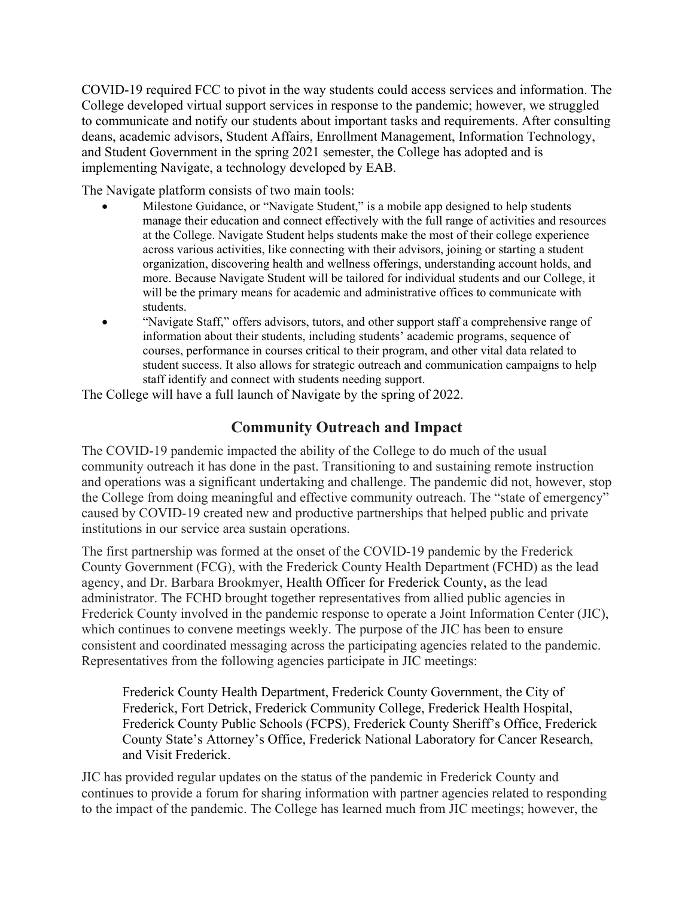COVID-19 required FCC to pivot in the way students could access services and information. The College developed virtual support services in response to the pandemic; however, we struggled to communicate and notify our students about important tasks and requirements. After consulting deans, academic advisors, Student Affairs, Enrollment Management, Information Technology, and Student Government in the spring 2021 semester, the College has adopted and is implementing Navigate, a technology developed by EAB.

The Navigate platform consists of two main tools:

- Milestone Guidance, or "Navigate Student," is a mobile app designed to help students manage their education and connect effectively with the full range of activities and resources at the College. Navigate Student helps students make the most of their college experience across various activities, like connecting with their advisors, joining or starting a student organization, discovering health and wellness offerings, understanding account holds, and more. Because Navigate Student will be tailored for individual students and our College, it will be the primary means for academic and administrative offices to communicate with students.
- "Navigate Staff," offers advisors, tutors, and other support staff a comprehensive range of information about their students, including students' academic programs, sequence of courses, performance in courses critical to their program, and other vital data related to student success. It also allows for strategic outreach and communication campaigns to help staff identify and connect with students needing support.

The College will have a full launch of Navigate by the spring of 2022.

## Community Outreach and Impact

The COVID-19 pandemic impacted the ability of the College to do much of the usual community outreach it has done in the past. Transitioning to and sustaining remote instruction and operations was a significant undertaking and challenge. The pandemic did not, however, stop the College from doing meaningful and effective community outreach. The "state of emergency" caused by COVID-19 created new and productive partnerships that helped public and private institutions in our service area sustain operations.

The first partnership was formed at the onset of the COVID-19 pandemic by the Frederick County Government (FCG), with the Frederick County Health Department (FCHD) as the lead agency, and Dr. Barbara Brookmyer, Health Officer for Frederick County, as the lead administrator. The FCHD brought together representatives from allied public agencies in Frederick County involved in the pandemic response to operate a Joint Information Center (JIC), which continues to convene meetings weekly. The purpose of the JIC has been to ensure consistent and coordinated messaging across the participating agencies related to the pandemic. Representatives from the following agencies participate in JIC meetings:

> Frederick County Health Department, Frederick County Government, the City of Frederick, Fort Detrick, Frederick Community College, Frederick Health Hospital, Frederick County Public Schools (FCPS), Frederick County Sheriff's Office, Frederick County State's Attorney's Office, Frederick National Laboratory for Cancer Research, and Visit Frederick.

JIC has provided regular updates on the status of the pandemic in Frederick County and continues to provide a forum for sharing information with partner agencies related to responding to the impact of the pandemic. The College has learned much from JIC meetings; however, the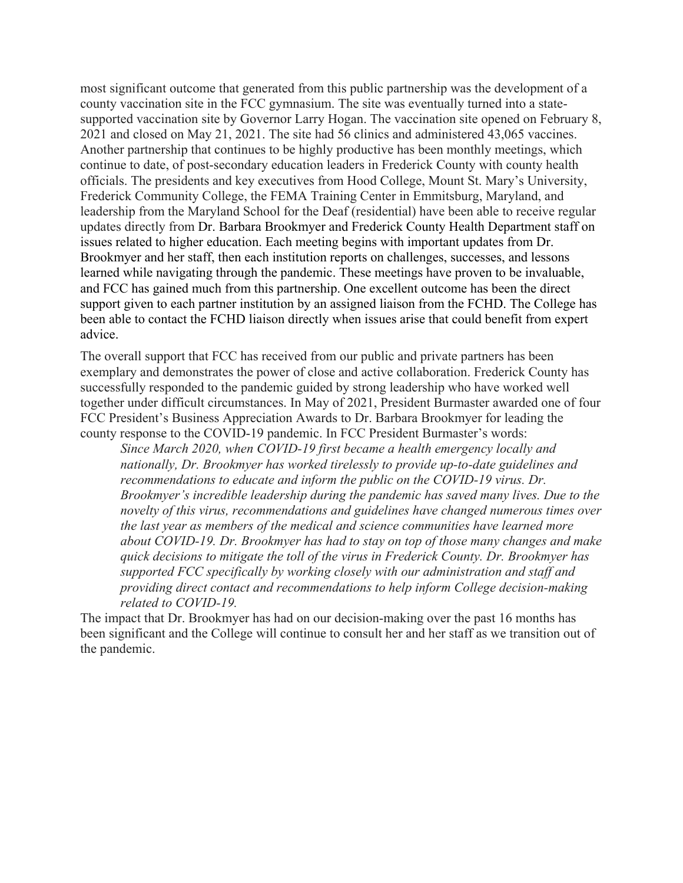most significant outcome that generated from this public partnership was the development of a county vaccination site in the FCC gymnasium. The site was eventually turned into a state-supported vaccination site by Governor Larry Hogan. The vaccination site opened on February 8, 2021 and closed on May 21, 2021. The site had 56 clinics and administered 43,065 vaccines. Another partnership that continues to be highly productive has been monthly meetings, which continue to date, of post-secondary education leaders in Frederick County with county health officials. The presidents and key executives from Hood College, Mount St. Mary's University, Frederick Community College, the FEMA Training Center in Emmitsburg, Maryland, and leadership from the Maryland School for the Deaf (residential) have been able to receive regular updates directly from Dr. Barbara Brookmyer and Frederick County Health Department staff on issues related to higher education. Each meeting begins with important updates from Dr. Brookmyer and her staff, then each institution reports on challenges, successes, and lessons learned while navigating through the pandemic. These meetings have proven to be invaluable, and FCC has gained much from this partnership. One excellent outcome has been the direct support given to each partner institution by an assigned liaison from the FCHD. The College has been able to contact the FCHD liaison directly when issues arise that could benefit from expert advice.

The overall support that FCC has received from our public and private partners has been exemplary and demonstrates the power of close and active collaboration. Frederick County has successfully responded to the pandemic guided by strong leadership who have worked well together under difficult circumstances. In May of 2021, President Burmaster awarded one of four FCC President's Business Appreciation Awards to Dr. Barbara Brookmyer for leading the county response to the COVID-19 pandemic. In FCC President Burmaster's words:

> *Since March 2020, when COVID-19 first became a health emergency locally and nationally, Dr. Brookmyer has worked tirelessly to provide up-to-date guidelines and recommendations to educate and inform the public on the COVID-19 virus. Dr. Brookmyer's incredible leadership during the pandemic has saved many lives. Due to the novelty of this virus, recommendations and guidelines have changed numerous times over the last year as members of the medical and science communities have learned more about COVID-19. Dr. Brookmyer has had to stay on top of those many changes and make quick decisions to mitigate the toll of the virus in Frederick County. Dr. Brookmyer has supported FCC specifically by working closely with our administration and staff and providing direct contact and recommendations to help inform College decision-making related to COVID-19.*

The impact that Dr. Brookmyer has had on our decision-making over the past 16 months has been significant and the College will continue to consult her and her staff as we transition out of the pandemic.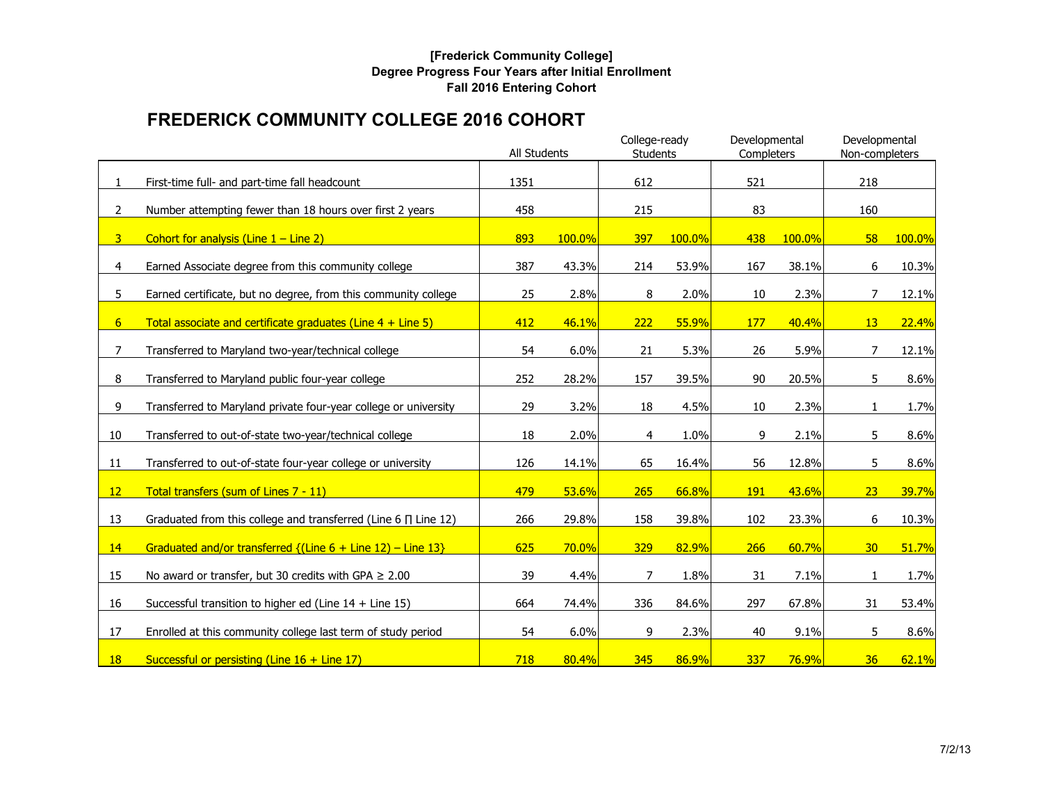**[Frederick Community College]**
**Degree Progress Four Years after Initial Enrollment**
**Fall 2016 Entering Cohort**

## FREDERICK COMMUNITY COLLEGE 2016 COHORT

| | | All Students | | College-ready Students | | Developmental Completers | | Developmental Non-completers | |
|---|---|---|---|---|---|---|---|---|---|
| 1 | First-time full- and part-time fall headcount | 1351 | | 612 | | 521 | | 218 | |
| 2 | Number attempting fewer than 18 hours over first 2 years | 458 | | 215 | | 83 | | 160 | |
| 3 | Cohort for analysis (Line 1 – Line 2) | 893 | 100.0% | 397 | 100.0% | 438 | 100.0% | 58 | 100.0% |
| 4 | Earned Associate degree from this community college | 387 | 43.3% | 214 | 53.9% | 167 | 38.1% | 6 | 10.3% |
| 5 | Earned certificate, but no degree, from this community college | 25 | 2.8% | 8 | 2.0% | 10 | 2.3% | 7 | 12.1% |
| 6 | Total associate and certificate graduates (Line 4 + Line 5) | 412 | 46.1% | 222 | 55.9% | 177 | 40.4% | 13 | 22.4% |
| 7 | Transferred to Maryland two-year/technical college | 54 | 6.0% | 21 | 5.3% | 26 | 5.9% | 7 | 12.1% |
| 8 | Transferred to Maryland public four-year college | 252 | 28.2% | 157 | 39.5% | 90 | 20.5% | 5 | 8.6% |
| 9 | Transferred to Maryland private four-year college or university | 29 | 3.2% | 18 | 4.5% | 10 | 2.3% | 1 | 1.7% |
| 10 | Transferred to out-of-state two-year/technical college | 18 | 2.0% | 4 | 1.0% | 9 | 2.1% | 5 | 8.6% |
| 11 | Transferred to out-of-state four-year college or university | 126 | 14.1% | 65 | 16.4% | 56 | 12.8% | 5 | 8.6% |
| 12 | Total transfers (sum of Lines 7 - 11) | 479 | 53.6% | 265 | 66.8% | 191 | 43.6% | 23 | 39.7% |
| 13 | Graduated from this college and transferred (Line 6 ∏ Line 12) | 266 | 29.8% | 158 | 39.8% | 102 | 23.3% | 6 | 10.3% |
| 14 | Graduated and/or transferred {(Line 6 + Line 12) – Line 13} | 625 | 70.0% | 329 | 82.9% | 266 | 60.7% | 30 | 51.7% |
| 15 | No award or transfer, but 30 credits with GPA ≥ 2.00 | 39 | 4.4% | 7 | 1.8% | 31 | 7.1% | 1 | 1.7% |
| 16 | Successful transition to higher ed (Line 14 + Line 15) | 664 | 74.4% | 336 | 84.6% | 297 | 67.8% | 31 | 53.4% |
| 17 | Enrolled at this community college last term of study period | 54 | 6.0% | 9 | 2.3% | 40 | 9.1% | 5 | 8.6% |
| 18 | Successful or persisting (Line 16 + Line 17) | 718 | 80.4% | 345 | 86.9% | 337 | 76.9% | 36 | 62.1% |

7/2/13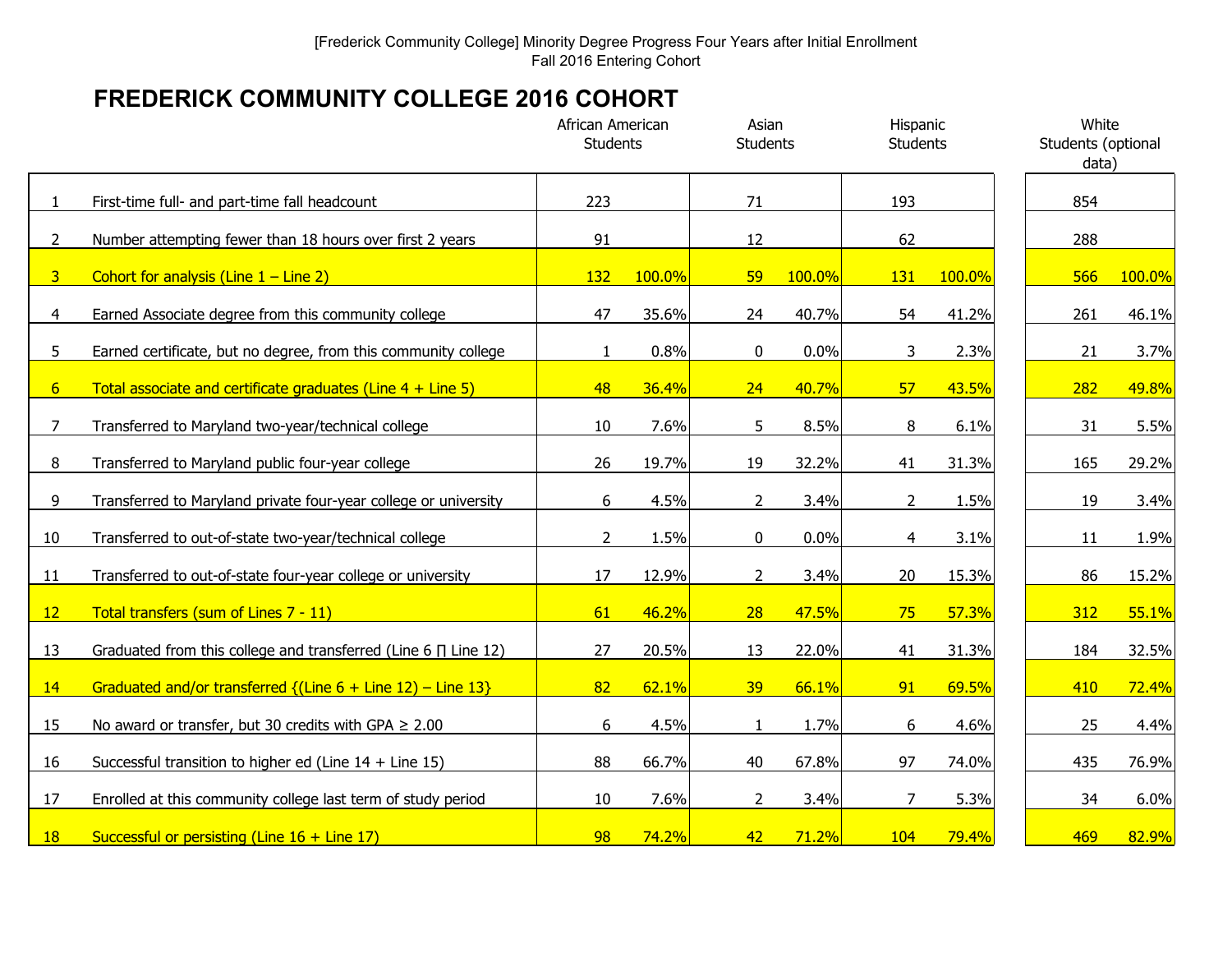[Frederick Community College] Minority Degree Progress Four Years after Initial Enrollment
Fall 2016 Entering Cohort

# FREDERICK COMMUNITY COLLEGE 2016 COHORT

| | | African American Students | | Asian Students | | Hispanic Students | | White Students (optional data) | |
|---|---|---|---|---|---|---|---|---|---|
| 1 | First-time full- and part-time fall headcount | 223 | | 71 | | 193 | | 854 | |
| 2 | Number attempting fewer than 18 hours over first 2 years | 91 | | 12 | | 62 | | 288 | |
| 3 | Cohort for analysis (Line 1 – Line 2) | 132 | 100.0% | 59 | 100.0% | 131 | 100.0% | 566 | 100.0% |
| 4 | Earned Associate degree from this community college | 47 | 35.6% | 24 | 40.7% | 54 | 41.2% | 261 | 46.1% |
| 5 | Earned certificate, but no degree, from this community college | 1 | 0.8% | 0 | 0.0% | 3 | 2.3% | 21 | 3.7% |
| 6 | Total associate and certificate graduates (Line 4 + Line 5) | 48 | 36.4% | 24 | 40.7% | 57 | 43.5% | 282 | 49.8% |
| 7 | Transferred to Maryland two-year/technical college | 10 | 7.6% | 5 | 8.5% | 8 | 6.1% | 31 | 5.5% |
| 8 | Transferred to Maryland public four-year college | 26 | 19.7% | 19 | 32.2% | 41 | 31.3% | 165 | 29.2% |
| 9 | Transferred to Maryland private four-year college or university | 6 | 4.5% | 2 | 3.4% | 2 | 1.5% | 19 | 3.4% |
| 10 | Transferred to out-of-state two-year/technical college | 2 | 1.5% | 0 | 0.0% | 4 | 3.1% | 11 | 1.9% |
| 11 | Transferred to out-of-state four-year college or university | 17 | 12.9% | 2 | 3.4% | 20 | 15.3% | 86 | 15.2% |
| 12 | Total transfers (sum of Lines 7 - 11) | 61 | 46.2% | 28 | 47.5% | 75 | 57.3% | 312 | 55.1% |
| 13 | Graduated from this college and transferred (Line 6 ∏ Line 12) | 27 | 20.5% | 13 | 22.0% | 41 | 31.3% | 184 | 32.5% |
| 14 | Graduated and/or transferred {(Line 6 + Line 12) – Line 13} | 82 | 62.1% | 39 | 66.1% | 91 | 69.5% | 410 | 72.4% |
| 15 | No award or transfer, but 30 credits with GPA ≥ 2.00 | 6 | 4.5% | 1 | 1.7% | 6 | 4.6% | 25 | 4.4% |
| 16 | Successful transition to higher ed (Line 14 + Line 15) | 88 | 66.7% | 40 | 67.8% | 97 | 74.0% | 435 | 76.9% |
| 17 | Enrolled at this community college last term of study period | 10 | 7.6% | 2 | 3.4% | 7 | 5.3% | 34 | 6.0% |
| 18 | Successful or persisting (Line 16 + Line 17) | 98 | 74.2% | 42 | 71.2% | 104 | 79.4% | 469 | 82.9% |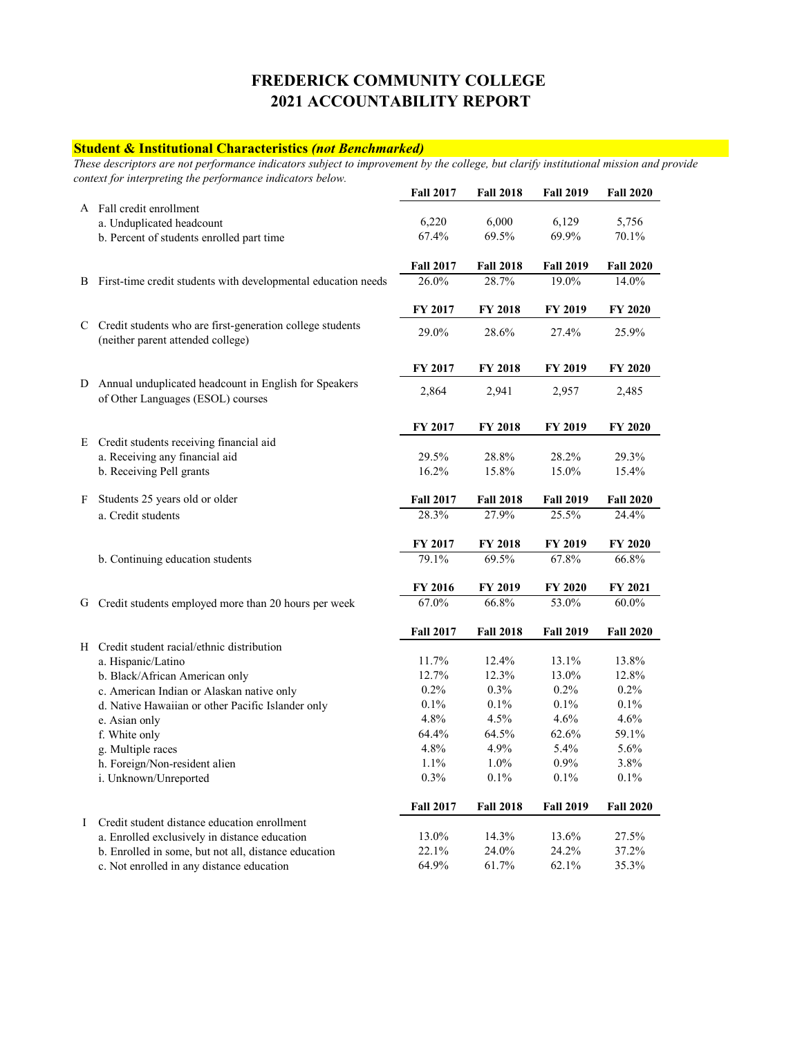# FREDERICK COMMUNITY COLLEGE
# 2021 ACCOUNTABILITY REPORT

## Student & Institutional Characteristics *(not Benchmarked)*

*These descriptors are not performance indicators subject to improvement by the college, but clarify institutional mission and provide context for interpreting the performance indicators below.*

| | | Fall 2017 | Fall 2018 | Fall 2019 | Fall 2020 |
|---|---|---|---|---|---|
| A | Fall credit enrollment | | | | |
| | a. Unduplicated headcount | 6,220 | 6,000 | 6,129 | 5,756 |
| | b. Percent of students enrolled part time | 67.4% | 69.5% | 69.9% | 70.1% |
| | | **Fall 2017** | **Fall 2018** | **Fall 2019** | **Fall 2020** |
| B | First-time credit students with developmental education needs | 26.0% | 28.7% | 19.0% | 14.0% |
| | | **FY 2017** | **FY 2018** | **FY 2019** | **FY 2020** |
| C | Credit students who are first-generation college students (neither parent attended college) | 29.0% | 28.6% | 27.4% | 25.9% |
| | | **FY 2017** | **FY 2018** | **FY 2019** | **FY 2020** |
| D | Annual unduplicated headcount in English for Speakers of Other Languages (ESOL) courses | 2,864 | 2,941 | 2,957 | 2,485 |
| | | **FY 2017** | **FY 2018** | **FY 2019** | **FY 2020** |
| E | Credit students receiving financial aid | | | | |
| | a. Receiving any financial aid | 29.5% | 28.8% | 28.2% | 29.3% |
| | b. Receiving Pell grants | 16.2% | 15.8% | 15.0% | 15.4% |
| F | Students 25 years old or older | **Fall 2017** | **Fall 2018** | **Fall 2019** | **Fall 2020** |
| | a. Credit students | 28.3% | 27.9% | 25.5% | 24.4% |
| | | **FY 2017** | **FY 2018** | **FY 2019** | **FY 2020** |
| | b. Continuing education students | 79.1% | 69.5% | 67.8% | 66.8% |
| | | **FY 2016** | **FY 2019** | **FY 2020** | **FY 2021** |
| G | Credit students employed more than 20 hours per week | 67.0% | 66.8% | 53.0% | 60.0% |
| | | **Fall 2017** | **Fall 2018** | **Fall 2019** | **Fall 2020** |
| H | Credit student racial/ethnic distribution | | | | |
| | a. Hispanic/Latino | 11.7% | 12.4% | 13.1% | 13.8% |
| | b. Black/African American only | 12.7% | 12.3% | 13.0% | 12.8% |
| | c. American Indian or Alaskan native only | 0.2% | 0.3% | 0.2% | 0.2% |
| | d. Native Hawaiian or other Pacific Islander only | 0.1% | 0.1% | 0.1% | 0.1% |
| | e. Asian only | 4.8% | 4.5% | 4.6% | 4.6% |
| | f. White only | 64.4% | 64.5% | 62.6% | 59.1% |
| | g. Multiple races | 4.8% | 4.9% | 5.4% | 5.6% |
| | h. Foreign/Non-resident alien | 1.1% | 1.0% | 0.9% | 3.8% |
| | i. Unknown/Unreported | 0.3% | 0.1% | 0.1% | 0.1% |
| | | **Fall 2017** | **Fall 2018** | **Fall 2019** | **Fall 2020** |
| I | Credit student distance education enrollment | | | | |
| | a. Enrolled exclusively in distance education | 13.0% | 14.3% | 13.6% | 27.5% |
| | b. Enrolled in some, but not all, distance education | 22.1% | 24.0% | 24.2% | 37.2% |
| | c. Not enrolled in any distance education | 64.9% | 61.7% | 62.1% | 35.3% |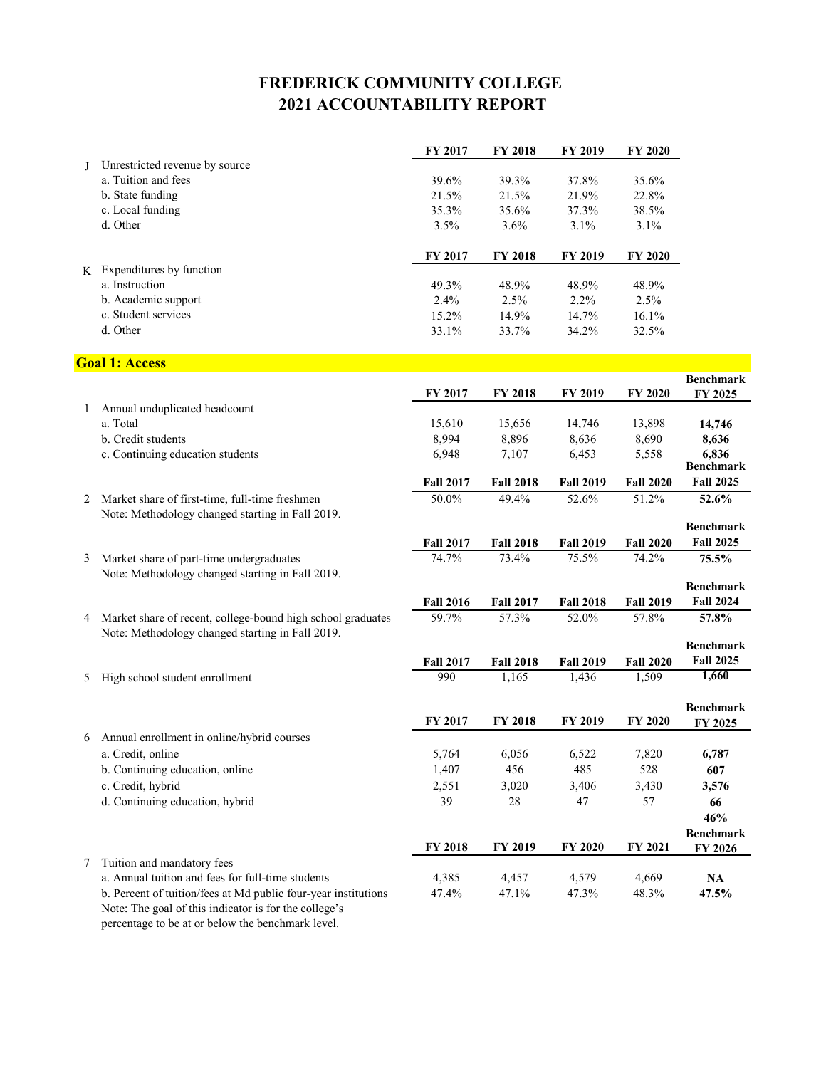# FREDERICK COMMUNITY COLLEGE
# 2021 ACCOUNTABILITY REPORT

| | | FY 2017 | FY 2018 | FY 2019 | FY 2020 | |
|---|---|---|---|---|---|---|
| J | Unrestricted revenue by source | | | | | |
| | a. Tuition and fees | 39.6% | 39.3% | 37.8% | 35.6% | |
| | b. State funding | 21.5% | 21.5% | 21.9% | 22.8% | |
| | c. Local funding | 35.3% | 35.6% | 37.3% | 38.5% | |
| | d. Other | 3.5% | 3.6% | 3.1% | 3.1% | |

| | | FY 2017 | FY 2018 | FY 2019 | FY 2020 | |
|---|---|---|---|---|---|---|
| K | Expenditures by function | | | | | |
| | a. Instruction | 49.3% | 48.9% | 48.9% | 48.9% | |
| | b. Academic support | 2.4% | 2.5% | 2.2% | 2.5% | |
| | c. Student services | 15.2% | 14.9% | 14.7% | 16.1% | |
| | d. Other | 33.1% | 33.7% | 34.2% | 32.5% | |

## Goal 1: Access

| | | FY 2017 | FY 2018 | FY 2019 | FY 2020 | Benchmark FY 2025 |
|---|---|---|---|---|---|---|
| 1 | Annual unduplicated headcount | | | | | |
| | a. Total | 15,610 | 15,656 | 14,746 | 13,898 | **14,746** |
| | b. Credit students | 8,994 | 8,896 | 8,636 | 8,690 | **8,636** |
| | c. Continuing education students | 6,948 | 7,107 | 6,453 | 5,558 | **6,836** |

| | | Fall 2017 | Fall 2018 | Fall 2019 | Fall 2020 | Benchmark Fall 2025 |
|---|---|---|---|---|---|---|
| 2 | Market share of first-time, full-time freshmen<br>Note: Methodology changed starting in Fall 2019. | 50.0% | 49.4% | 52.6% | 51.2% | **52.6%** |

| | | Fall 2017 | Fall 2018 | Fall 2019 | Fall 2020 | Benchmark Fall 2025 |
|---|---|---|---|---|---|---|
| 3 | Market share of part-time undergraduates<br>Note: Methodology changed starting in Fall 2019. | 74.7% | 73.4% | 75.5% | 74.2% | **75.5%** |

| | | Fall 2016 | Fall 2017 | Fall 2018 | Fall 2019 | Benchmark Fall 2024 |
|---|---|---|---|---|---|---|
| 4 | Market share of recent, college-bound high school graduates<br>Note: Methodology changed starting in Fall 2019. | 59.7% | 57.3% | 52.0% | 57.8% | **57.8%** |

| | | Fall 2017 | Fall 2018 | Fall 2019 | Fall 2020 | Benchmark Fall 2025 |
|---|---|---|---|---|---|---|
| 5 | High school student enrollment | 990 | 1,165 | 1,436 | 1,509 | **1,660** |

| | | FY 2017 | FY 2018 | FY 2019 | FY 2020 | Benchmark FY 2025 |
|---|---|---|---|---|---|---|
| 6 | Annual enrollment in online/hybrid courses | | | | | |
| | a. Credit, online | 5,764 | 6,056 | 6,522 | 7,820 | **6,787** |
| | b. Continuing education, online | 1,407 | 456 | 485 | 528 | **607** |
| | c. Credit, hybrid | 2,551 | 3,020 | 3,406 | 3,430 | **3,576** |
| | d. Continuing education, hybrid | 39 | 28 | 47 | 57 | **66** |
| | | | | | | **46%** |

| | | FY 2018 | FY 2019 | FY 2020 | FY 2021 | Benchmark FY 2026 |
|---|---|---|---|---|---|---|
| 7 | Tuition and mandatory fees | | | | | |
| | a. Annual tuition and fees for full-time students | 4,385 | 4,457 | 4,579 | 4,669 | **NA** |
| | b. Percent of tuition/fees at Md public four-year institutions<br>Note: The goal of this indicator is for the college's percentage to be at or below the benchmark level. | 47.4% | 47.1% | 47.3% | 48.3% | **47.5%** |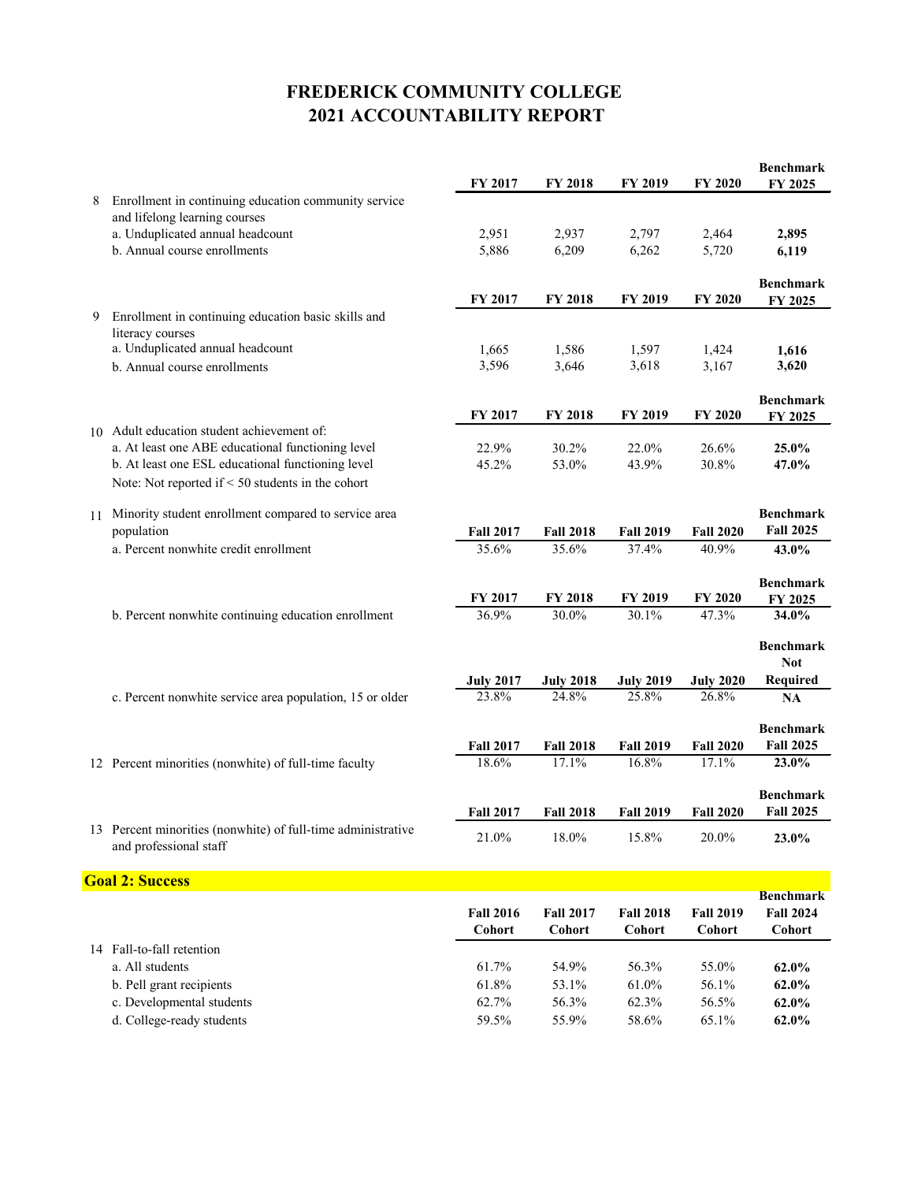# FREDERICK COMMUNITY COLLEGE
# 2021 ACCOUNTABILITY REPORT

| | | FY 2017 | FY 2018 | FY 2019 | FY 2020 | Benchmark FY 2025 |
|---|---|---|---|---|---|---|
| 8 | Enrollment in continuing education community service and lifelong learning courses | | | | | |
| | a. Unduplicated annual headcount | 2,951 | 2,937 | 2,797 | 2,464 | **2,895** |
| | b. Annual course enrollments | 5,886 | 6,209 | 6,262 | 5,720 | **6,119** |

| | | FY 2017 | FY 2018 | FY 2019 | FY 2020 | Benchmark FY 2025 |
|---|---|---|---|---|---|---|
| 9 | Enrollment in continuing education basic skills and literacy courses | | | | | |
| | a. Unduplicated annual headcount | 1,665 | 1,586 | 1,597 | 1,424 | **1,616** |
| | b. Annual course enrollments | 3,596 | 3,646 | 3,618 | 3,167 | **3,620** |

| | | FY 2017 | FY 2018 | FY 2019 | FY 2020 | Benchmark FY 2025 |
|---|---|---|---|---|---|---|
| 10 | Adult education student achievement of: | | | | | |
| | a. At least one ABE educational functioning level | 22.9% | 30.2% | 22.0% | 26.6% | **25.0%** |
| | b. At least one ESL educational functioning level | 45.2% | 53.0% | 43.9% | 30.8% | **47.0%** |
| | Note: Not reported if < 50 students in the cohort | | | | | |

| | | Fall 2017 | Fall 2018 | Fall 2019 | Fall 2020 | Benchmark Fall 2025 |
|---|---|---|---|---|---|---|
| 11 | Minority student enrollment compared to service area population | | | | | |
| | a. Percent nonwhite credit enrollment | 35.6% | 35.6% | 37.4% | 40.9% | **43.0%** |

| | | FY 2017 | FY 2018 | FY 2019 | FY 2020 | Benchmark FY 2025 |
|---|---|---|---|---|---|---|
| | b. Percent nonwhite continuing education enrollment | 36.9% | 30.0% | 30.1% | 47.3% | **34.0%** |

| | | July 2017 | July 2018 | July 2019 | July 2020 | Benchmark Not Required |
|---|---|---|---|---|---|---|
| | c. Percent nonwhite service area population, 15 or older | 23.8% | 24.8% | 25.8% | 26.8% | **NA** |

| | | Fall 2017 | Fall 2018 | Fall 2019 | Fall 2020 | Benchmark Fall 2025 |
|---|---|---|---|---|---|---|
| 12 | Percent minorities (nonwhite) of full-time faculty | 18.6% | 17.1% | 16.8% | 17.1% | **23.0%** |

| | | Fall 2017 | Fall 2018 | Fall 2019 | Fall 2020 | Benchmark Fall 2025 |
|---|---|---|---|---|---|---|
| 13 | Percent minorities (nonwhite) of full-time administrative and professional staff | 21.0% | 18.0% | 15.8% | 20.0% | **23.0%** |

## Goal 2: Success

| | | Fall 2016 Cohort | Fall 2017 Cohort | Fall 2018 Cohort | Fall 2019 Cohort | Benchmark Fall 2024 Cohort |
|---|---|---|---|---|---|---|
| 14 | Fall-to-fall retention | | | | | |
| | a. All students | 61.7% | 54.9% | 56.3% | 55.0% | **62.0%** |
| | b. Pell grant recipients | 61.8% | 53.1% | 61.0% | 56.1% | **62.0%** |
| | c. Developmental students | 62.7% | 56.3% | 62.3% | 56.5% | **62.0%** |
| | d. College-ready students | 59.5% | 55.9% | 58.6% | 65.1% | **62.0%** |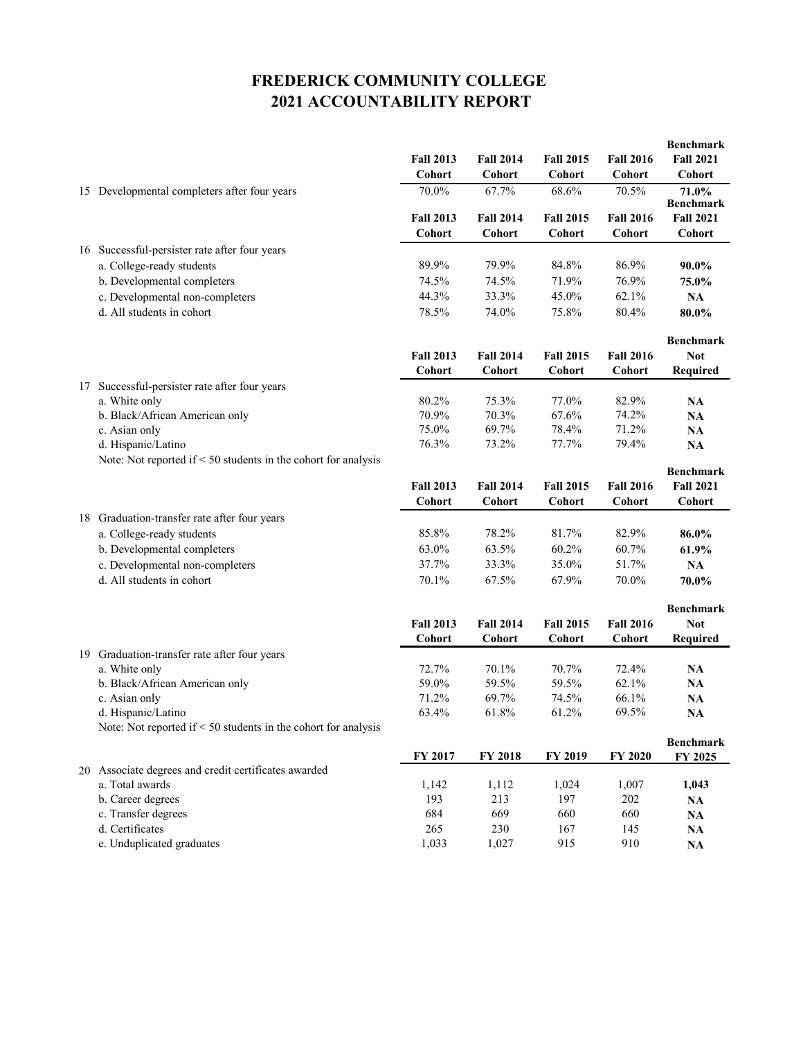# FREDERICK COMMUNITY COLLEGE
# 2021 ACCOUNTABILITY REPORT

| | | Fall 2013 Cohort | Fall 2014 Cohort | Fall 2015 Cohort | Fall 2016 Cohort | Benchmark Fall 2021 Cohort |
|---|---|---|---|---|---|---|
| 15 | Developmental completers after four years | 70.0% | 67.7% | 68.6% | 70.5% | **71.0%** |

| | | Fall 2013 Cohort | Fall 2014 Cohort | Fall 2015 Cohort | Fall 2016 Cohort | Benchmark Fall 2021 Cohort |
|---|---|---|---|---|---|---|
| 16 | Successful-persister rate after four years | | | | | |
| | a. College-ready students | 89.9% | 79.9% | 84.8% | 86.9% | **90.0%** |
| | b. Developmental completers | 74.5% | 74.5% | 71.9% | 76.9% | **75.0%** |
| | c. Developmental non-completers | 44.3% | 33.3% | 45.0% | 62.1% | **NA** |
| | d. All students in cohort | 78.5% | 74.0% | 75.8% | 80.4% | **80.0%** |

| | | Fall 2013 Cohort | Fall 2014 Cohort | Fall 2015 Cohort | Fall 2016 Cohort | Benchmark Not Required |
|---|---|---|---|---|---|---|
| 17 | Successful-persister rate after four years | | | | | |
| | a. White only | 80.2% | 75.3% | 77.0% | 82.9% | **NA** |
| | b. Black/African American only | 70.9% | 70.3% | 67.6% | 74.2% | **NA** |
| | c. Asian only | 75.0% | 69.7% | 78.4% | 71.2% | **NA** |
| | d. Hispanic/Latino | 76.3% | 73.2% | 77.7% | 79.4% | **NA** |
| | Note: Not reported if < 50 students in the cohort for analysis | | | | | |

| | | Fall 2013 Cohort | Fall 2014 Cohort | Fall 2015 Cohort | Fall 2016 Cohort | Benchmark Fall 2021 Cohort |
|---|---|---|---|---|---|---|
| 18 | Graduation-transfer rate after four years | | | | | |
| | a. College-ready students | 85.8% | 78.2% | 81.7% | 82.9% | **86.0%** |
| | b. Developmental completers | 63.0% | 63.5% | 60.2% | 60.7% | **61.9%** |
| | c. Developmental non-completers | 37.7% | 33.3% | 35.0% | 51.7% | **NA** |
| | d. All students in cohort | 70.1% | 67.5% | 67.9% | 70.0% | **70.0%** |

| | | Fall 2013 Cohort | Fall 2014 Cohort | Fall 2015 Cohort | Fall 2016 Cohort | Benchmark Not Required |
|---|---|---|---|---|---|---|
| 19 | Graduation-transfer rate after four years | | | | | |
| | a. White only | 72.7% | 70.1% | 70.7% | 72.4% | **NA** |
| | b. Black/African American only | 59.0% | 59.5% | 59.5% | 62.1% | **NA** |
| | c. Asian only | 71.2% | 69.7% | 74.5% | 66.1% | **NA** |
| | d. Hispanic/Latino | 63.4% | 61.8% | 61.2% | 69.5% | **NA** |
| | Note: Not reported if < 50 students in the cohort for analysis | | | | | |

| | | FY 2017 | FY 2018 | FY 2019 | FY 2020 | Benchmark FY 2025 |
|---|---|---|---|---|---|---|
| 20 | Associate degrees and credit certificates awarded | | | | | |
| | a. Total awards | 1,142 | 1,112 | 1,024 | 1,007 | **1,043** |
| | b. Career degrees | 193 | 213 | 197 | 202 | **NA** |
| | c. Transfer degrees | 684 | 669 | 660 | 660 | **NA** |
| | d. Certificates | 265 | 230 | 167 | 145 | **NA** |
| | e. Unduplicated graduates | 1,033 | 1,027 | 915 | 910 | **NA** |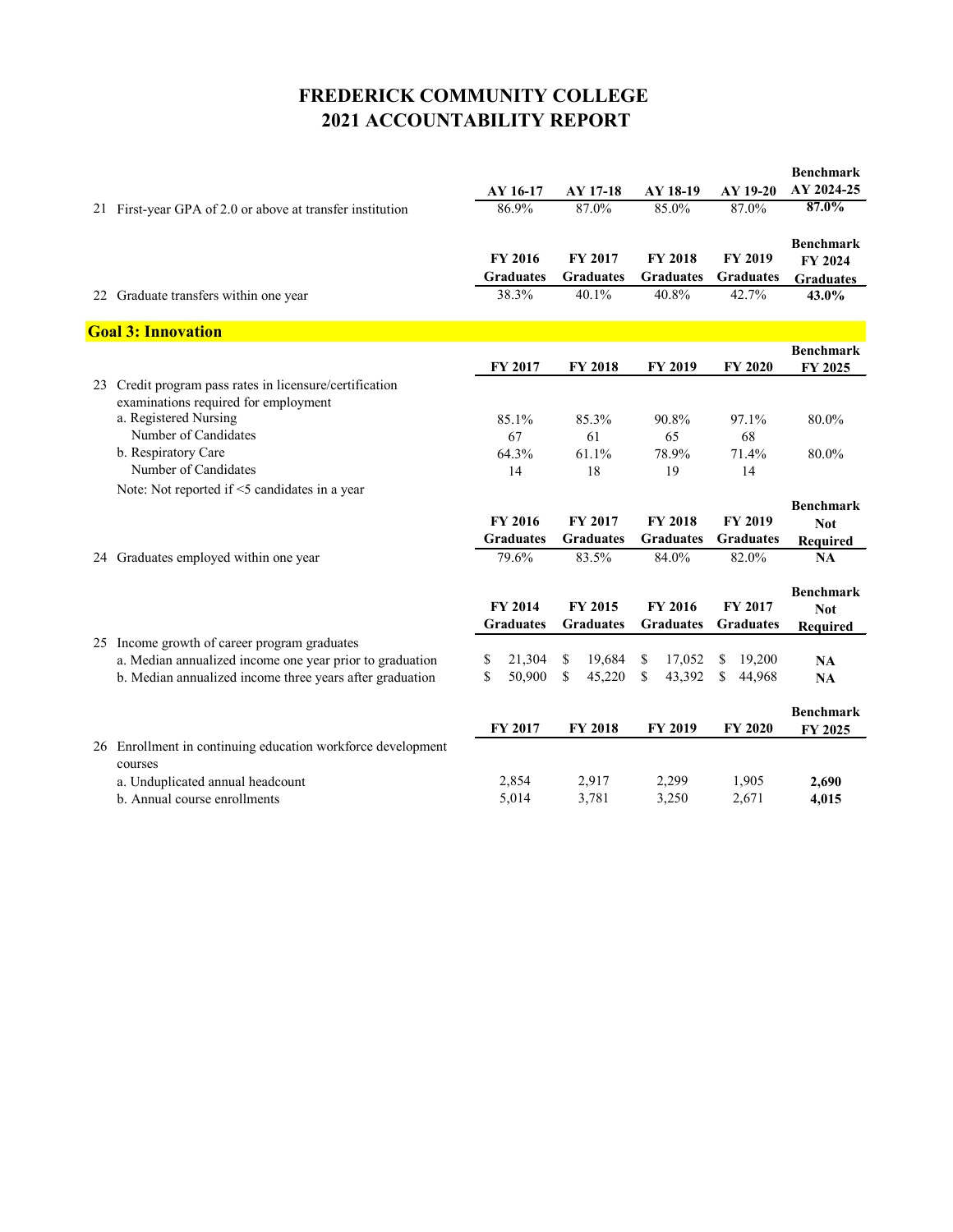# FREDERICK COMMUNITY COLLEGE
# 2021 ACCOUNTABILITY REPORT

| | AY 16-17 | AY 17-18 | AY 18-19 | AY 19-20 | Benchmark AY 2024-25 |
|---|---|---|---|---|---|
| 21 First-year GPA of 2.0 or above at transfer institution | 86.9% | 87.0% | 85.0% | 87.0% | **87.0%** |

| | FY 2016 Graduates | FY 2017 Graduates | FY 2018 Graduates | FY 2019 Graduates | Benchmark FY 2024 Graduates |
|---|---|---|---|---|---|
| 22 Graduate transfers within one year | 38.3% | 40.1% | 40.8% | 42.7% | **43.0%** |

## Goal 3: Innovation

| | FY 2017 | FY 2018 | FY 2019 | FY 2020 | Benchmark FY 2025 |
|---|---|---|---|---|---|
| 23 Credit program pass rates in licensure/certification examinations required for employment | | | | | |
| a. Registered Nursing | 85.1% | 85.3% | 90.8% | 97.1% | 80.0% |
| Number of Candidates | 67 | 61 | 65 | 68 | |
| b. Respiratory Care | 64.3% | 61.1% | 78.9% | 71.4% | 80.0% |
| Number of Candidates | 14 | 18 | 19 | 14 | |
| Note: Not reported if <5 candidates in a year | | | | | |

| | FY 2016 Graduates | FY 2017 Graduates | FY 2018 Graduates | FY 2019 Graduates | Benchmark Not Required |
|---|---|---|---|---|---|
| 24 Graduates employed within one year | 79.6% | 83.5% | 84.0% | 82.0% | **NA** |

| | FY 2014 Graduates | FY 2015 Graduates | FY 2016 Graduates | FY 2017 Graduates | Benchmark Not Required |
|---|---|---|---|---|---|
| 25 Income growth of career program graduates | | | | | |
| a. Median annualized income one year prior to graduation | $ 21,304 | $ 19,684 | $ 17,052 | $ 19,200 | **NA** |
| b. Median annualized income three years after graduation | $ 50,900 | $ 45,220 | $ 43,392 | $ 44,968 | **NA** |

| | FY 2017 | FY 2018 | FY 2019 | FY 2020 | Benchmark FY 2025 |
|---|---|---|---|---|---|
| 26 Enrollment in continuing education workforce development courses | | | | | |
| a. Unduplicated annual headcount | 2,854 | 2,917 | 2,299 | 1,905 | **2,690** |
| b. Annual course enrollments | 5,014 | 3,781 | 3,250 | 2,671 | **4,015** |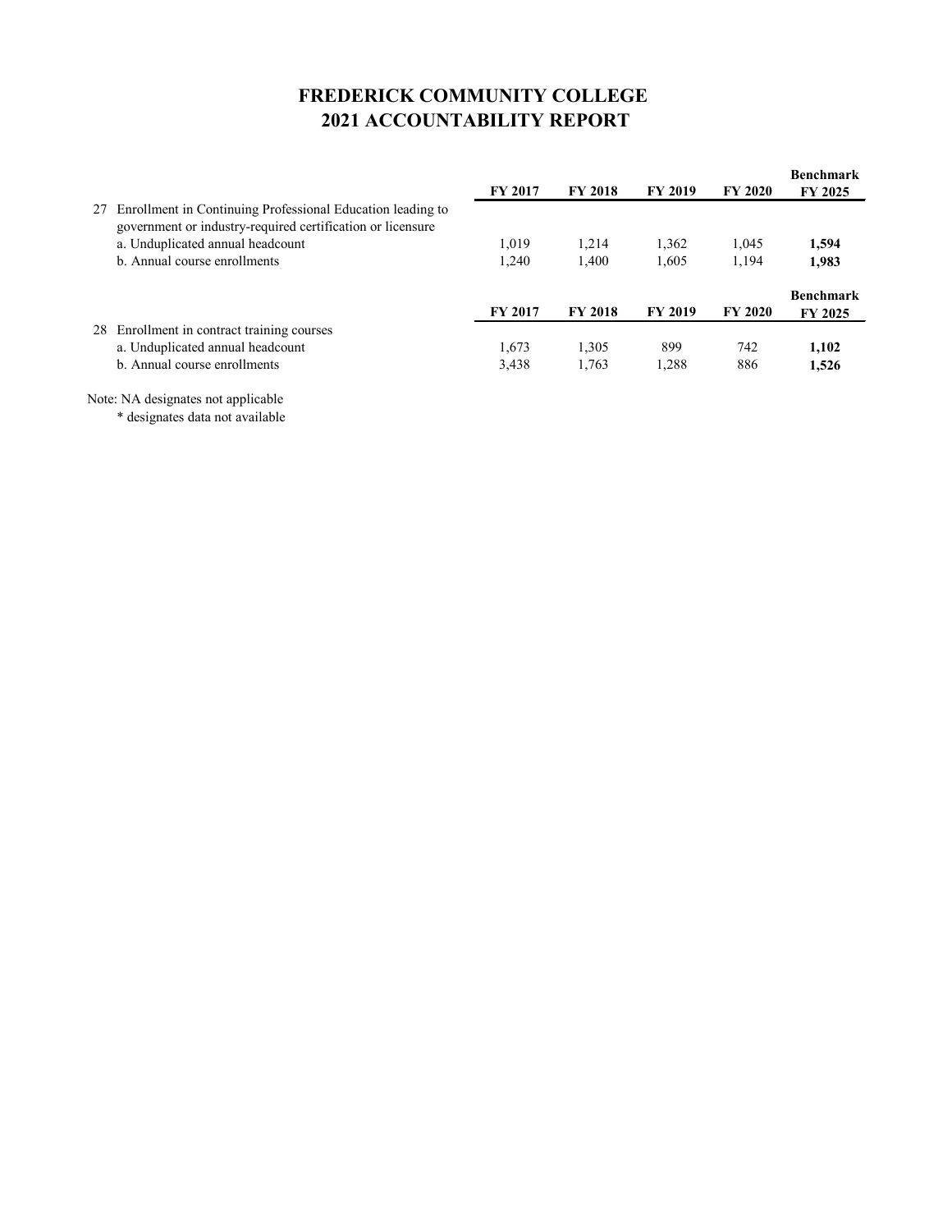# FREDERICK COMMUNITY COLLEGE
# 2021 ACCOUNTABILITY REPORT

| | FY 2017 | FY 2018 | FY 2019 | FY 2020 | Benchmark FY 2025 |
|---|---|---|---|---|---|
| 27 Enrollment in Continuing Professional Education leading to government or industry-required certification or licensure | | | | | |
| a. Unduplicated annual headcount | 1,019 | 1,214 | 1,362 | 1,045 | **1,594** |
| b. Annual course enrollments | 1,240 | 1,400 | 1,605 | 1,194 | **1,983** |

| | FY 2017 | FY 2018 | FY 2019 | FY 2020 | Benchmark FY 2025 |
|---|---|---|---|---|---|
| 28 Enrollment in contract training courses | | | | | |
| a. Unduplicated annual headcount | 1,673 | 1,305 | 899 | 742 | **1,102** |
| b. Annual course enrollments | 3,438 | 1,763 | 1,288 | 886 | **1,526** |

Note: NA designates not applicable
* designates data not available